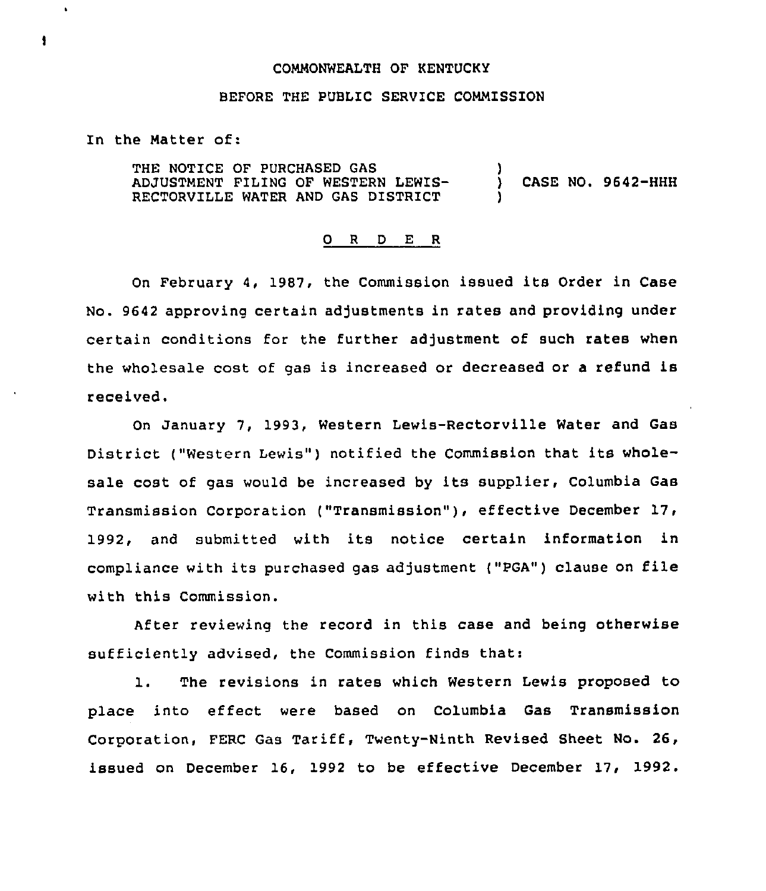COMMONWEALTH OF KENTUCKY

BEFORE THE PUBLIC SERVICE COMMISSION

In the Matter of:

| | | |
|---|---|---|
| THE NOTICE OF PURCHASED GAS ADJUSTMENT FILING OF WESTERN LEWIS-RECTORVILLE WATER AND GAS DISTRICT | ) ) ) | CASE NO. 9642-HHH |

O R D E R

On February 4, 1987, the Commission issued its Order in Case No. 9642 approving certain adjustments in rates and providing under certain conditions for the further adjustment of such rates when the wholesale cost of gas is increased or decreased or a refund is received.

On January 7, 1993, Western Lewis-Rectorville Water and Gas District ("Western Lewis") notified the Commission that its wholesale cost of gas would be increased by its supplier, Columbia Gas Transmission Corporation ("Transmission"), effective December 17, 1992, and submitted with its notice certain information in compliance with its purchased gas adjustment ("PGA") clause on file with this Commission.

After reviewing the record in this case and being otherwise sufficiently advised, the Commission finds that:

1. The revisions in rates which Western Lewis proposed to place into effect were based on Columbia Gas Transmission Corporation, FERC Gas Tariff, Twenty-Ninth Revised Sheet No. 26, issued on December 16, 1992 to be effective December 17, 1992.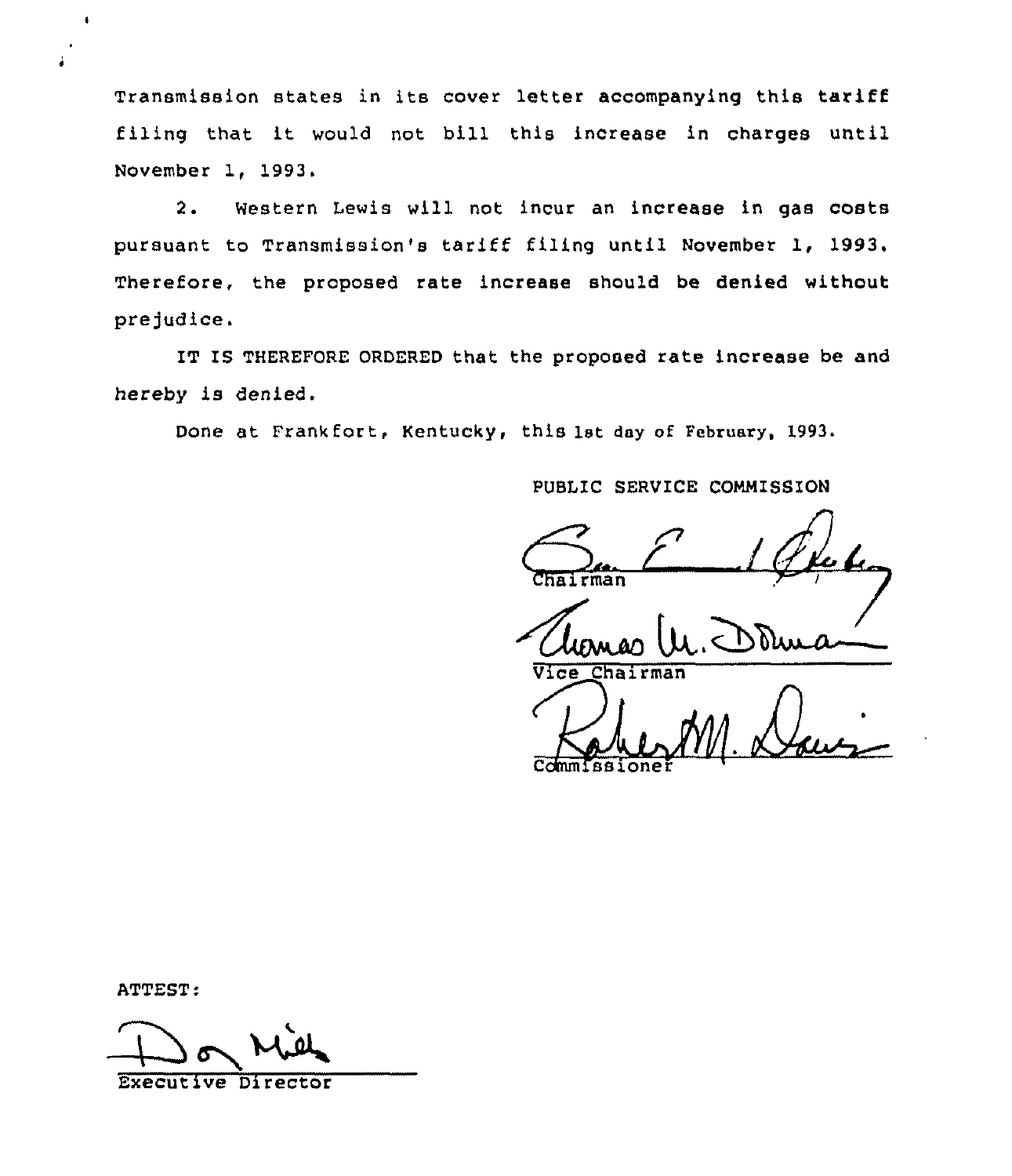Transmission states in its cover letter accompanying this tariff filing that it would not bill this increase in charges until November 1, 1993.

2. Western Lewis will not incur an increase in gas costs pursuant to Transmission's tariff filing until November 1, 1993. Therefore, the proposed rate increase should be denied without prejudice.

IT IS THEREFORE ORDERED that the proposed rate increase be and hereby is denied.

Done at Frankfort, Kentucky, this 1st day of February, 1993.

PUBLIC SERVICE COMMISSION

Chairman

Vice Chairman

Commissioner

ATTEST:

Executive Director